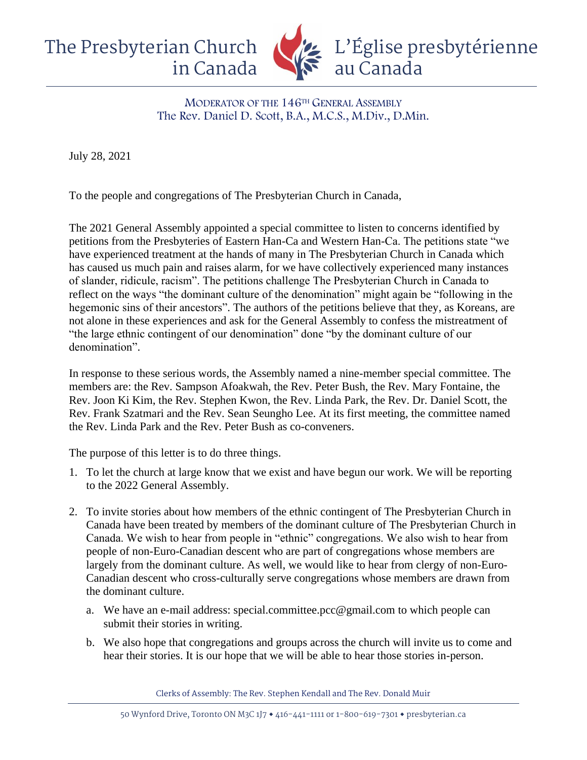# The Presbyterian Church in Canada / L'Église presbytérienne au Canada

MODERATOR OF THE 146TH GENERAL ASSEMBLY
The Rev. Daniel D. Scott, B.A., M.C.S., M.Div., D.Min.

July 28, 2021

To the people and congregations of The Presbyterian Church in Canada,

The 2021 General Assembly appointed a special committee to listen to concerns identified by petitions from the Presbyteries of Eastern Han-Ca and Western Han-Ca. The petitions state "we have experienced treatment at the hands of many in The Presbyterian Church in Canada which has caused us much pain and raises alarm, for we have collectively experienced many instances of slander, ridicule, racism". The petitions challenge The Presbyterian Church in Canada to reflect on the ways "the dominant culture of the denomination" might again be "following in the hegemonic sins of their ancestors". The authors of the petitions believe that they, as Koreans, are not alone in these experiences and ask for the General Assembly to confess the mistreatment of "the large ethnic contingent of our denomination" done "by the dominant culture of our denomination".

In response to these serious words, the Assembly named a nine-member special committee. The members are: the Rev. Sampson Afoakwah, the Rev. Peter Bush, the Rev. Mary Fontaine, the Rev. Joon Ki Kim, the Rev. Stephen Kwon, the Rev. Linda Park, the Rev. Dr. Daniel Scott, the Rev. Frank Szatmari and the Rev. Sean Seungho Lee. At its first meeting, the committee named the Rev. Linda Park and the Rev. Peter Bush as co-conveners.

The purpose of this letter is to do three things.

1. To let the church at large know that we exist and have begun our work. We will be reporting to the 2022 General Assembly.
2. To invite stories about how members of the ethnic contingent of The Presbyterian Church in Canada have been treated by members of the dominant culture of The Presbyterian Church in Canada. We wish to hear from people in "ethnic" congregations. We also wish to hear from people of non-Euro-Canadian descent who are part of congregations whose members are largely from the dominant culture. As well, we would like to hear from clergy of non-Euro-Canadian descent who cross-culturally serve congregations whose members are drawn from the dominant culture.
   a. We have an e-mail address: special.committee.pcc@gmail.com to which people can submit their stories in writing.
   b. We also hope that congregations and groups across the church will invite us to come and hear their stories. It is our hope that we will be able to hear those stories in-person.

Clerks of Assembly: The Rev. Stephen Kendall and The Rev. Donald Muir

50 Wynford Drive, Toronto ON M3C 1J7 • 416-441-1111 or 1-800-619-7301 • presbyterian.ca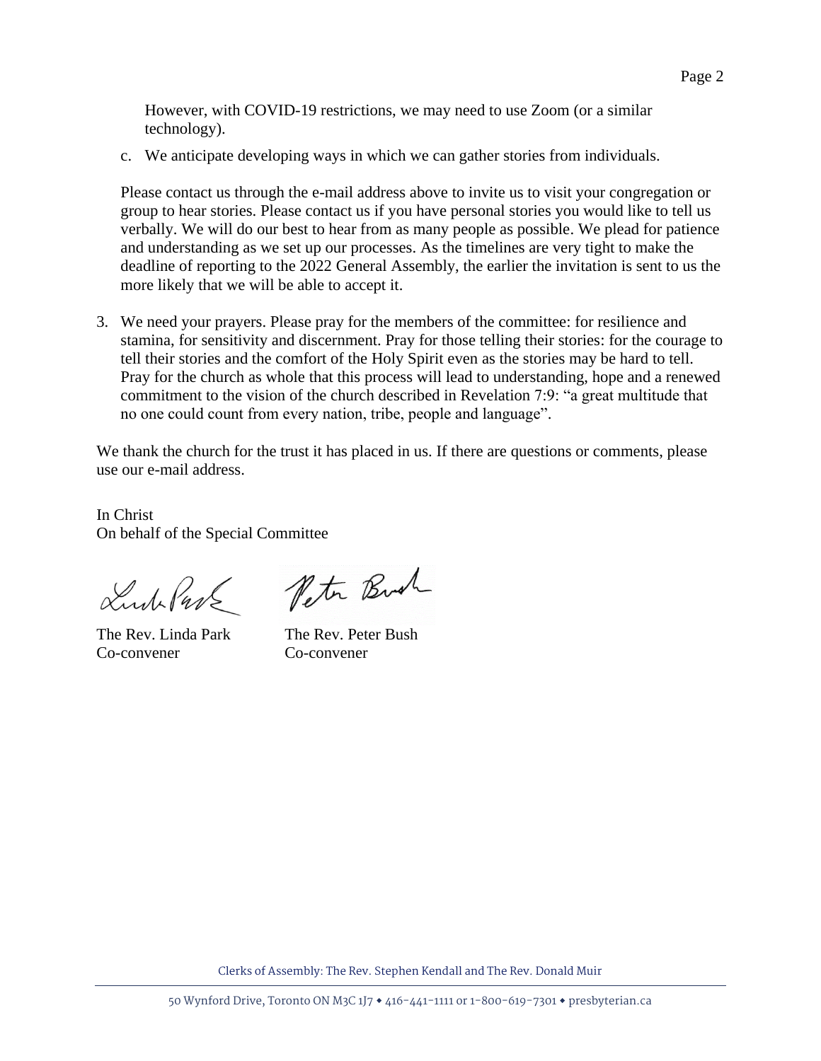However, with COVID-19 restrictions, we may need to use Zoom (or a similar technology).

c. We anticipate developing ways in which we can gather stories from individuals.

Please contact us through the e-mail address above to invite us to visit your congregation or group to hear stories. Please contact us if you have personal stories you would like to tell us verbally. We will do our best to hear from as many people as possible. We plead for patience and understanding as we set up our processes. As the timelines are very tight to make the deadline of reporting to the 2022 General Assembly, the earlier the invitation is sent to us the more likely that we will be able to accept it.

3. We need your prayers. Please pray for the members of the committee: for resilience and stamina, for sensitivity and discernment. Pray for those telling their stories: for the courage to tell their stories and the comfort of the Holy Spirit even as the stories may be hard to tell. Pray for the church as whole that this process will lead to understanding, hope and a renewed commitment to the vision of the church described in Revelation 7:9: "a great multitude that no one could count from every nation, tribe, people and language".

We thank the church for the trust it has placed in us. If there are questions or comments, please use our e-mail address.

In Christ
On behalf of the Special Committee

The Rev. Linda Park
Co-convener

The Rev. Peter Bush
Co-convener

Clerks of Assembly: The Rev. Stephen Kendall and The Rev. Donald Muir

50 Wynford Drive, Toronto ON M3C 1J7 ◆ 416-441-1111 or 1-800-619-7301 ◆ presbyterian.ca